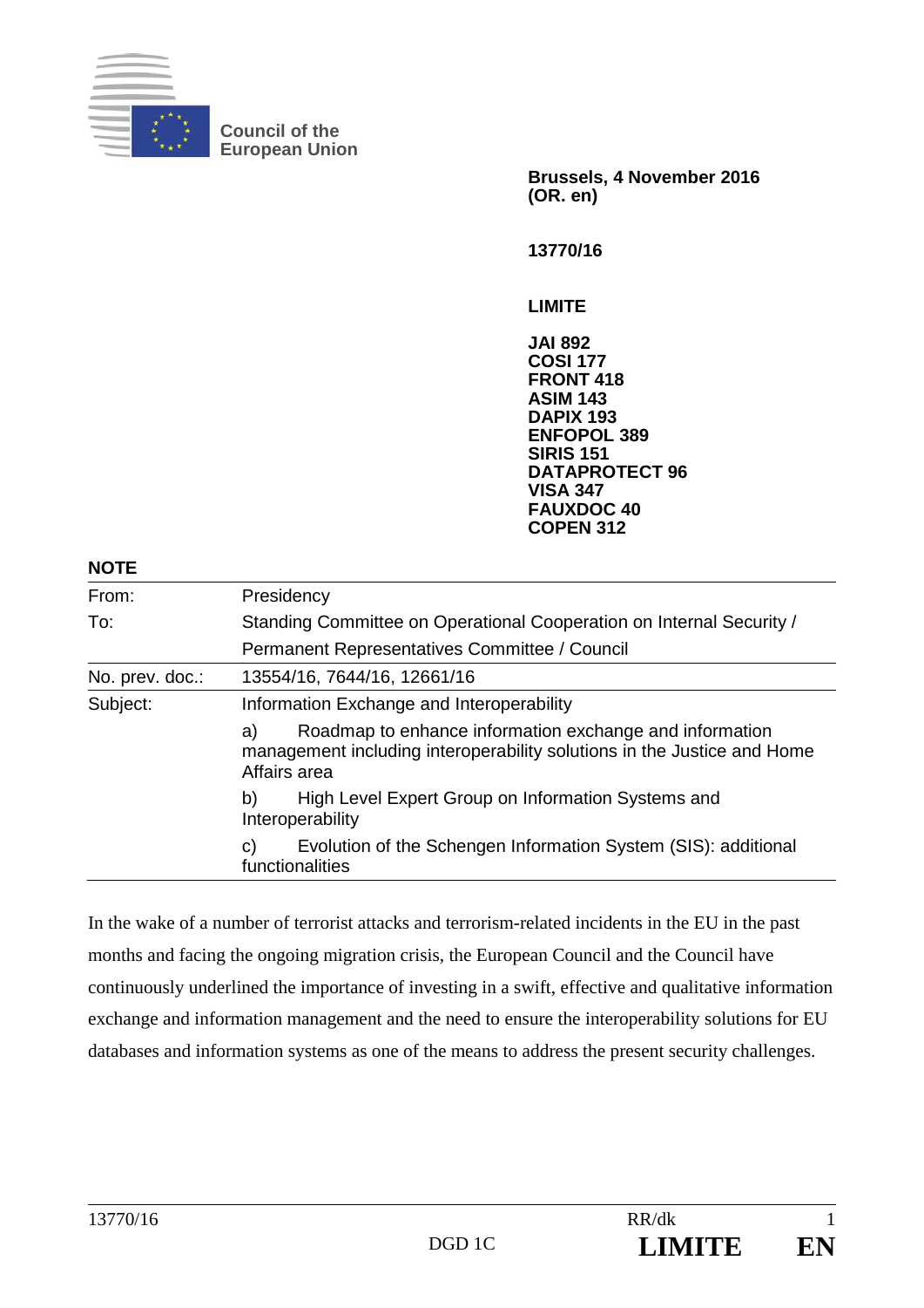Council of the
European Union

**Brussels, 4 November 2016**
**(OR. en)**

**13770/16**

**LIMITE**

**JAI 892**
**COSI 177**
**FRONT 418**
**ASIM 143**
**DAPIX 193**
**ENFOPOL 389**
**SIRIS 151**
**DATAPROTECT 96**
**VISA 347**
**FAUXDOC 40**
**COPEN 312**

**NOTE**

| | |
|---|---|
| From: | Presidency |
| To: | Standing Committee on Operational Cooperation on Internal Security / Permanent Representatives Committee / Council |
| No. prev. doc.: | 13554/16, 7644/16, 12661/16 |
| Subject: | Information Exchange and Interoperability<br>a) Roadmap to enhance information exchange and information management including interoperability solutions in the Justice and Home Affairs area<br>b) High Level Expert Group on Information Systems and Interoperability<br>c) Evolution of the Schengen Information System (SIS): additional functionalities |

In the wake of a number of terrorist attacks and terrorism-related incidents in the EU in the past months and facing the ongoing migration crisis, the European Council and the Council have continuously underlined the importance of investing in a swift, effective and qualitative information exchange and information management and the need to ensure the interoperability solutions for EU databases and information systems as one of the means to address the present security challenges.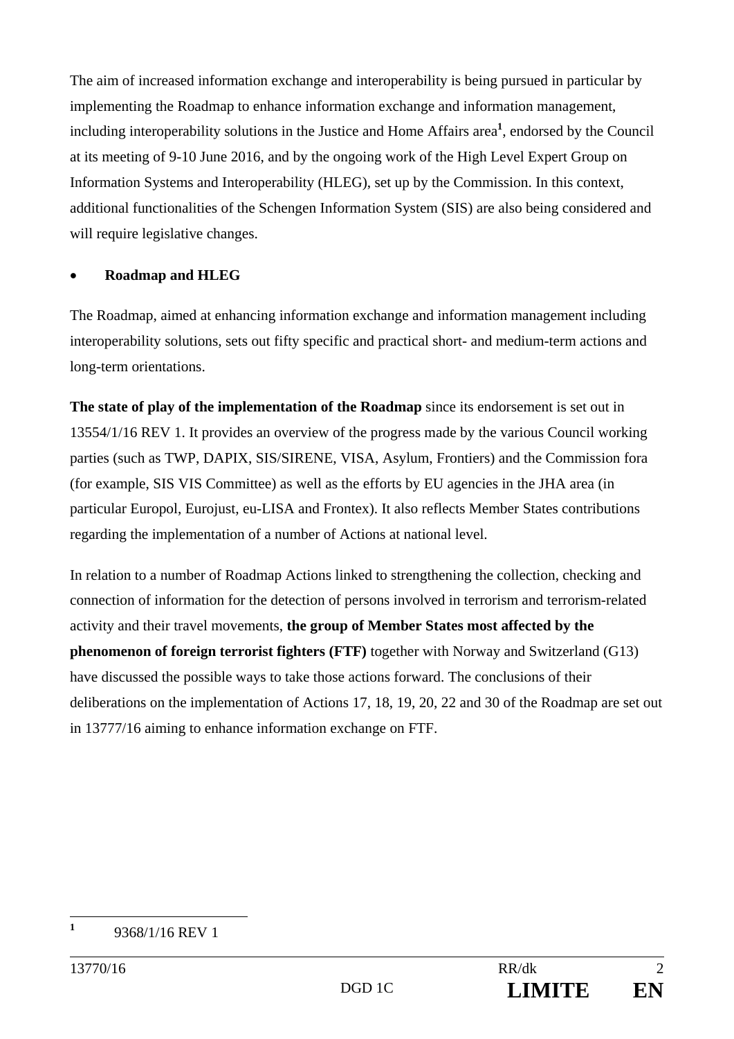The aim of increased information exchange and interoperability is being pursued in particular by implementing the Roadmap to enhance information exchange and information management, including interoperability solutions in the Justice and Home Affairs area[1], endorsed by the Council at its meeting of 9-10 June 2016, and by the ongoing work of the High Level Expert Group on Information Systems and Interoperability (HLEG), set up by the Commission. In this context, additional functionalities of the Schengen Information System (SIS) are also being considered and will require legislative changes.

- **Roadmap and HLEG**

The Roadmap, aimed at enhancing information exchange and information management including interoperability solutions, sets out fifty specific and practical short- and medium-term actions and long-term orientations.

**The state of play of the implementation of the Roadmap** since its endorsement is set out in 13554/1/16 REV 1. It provides an overview of the progress made by the various Council working parties (such as TWP, DAPIX, SIS/SIRENE, VISA, Asylum, Frontiers) and the Commission fora (for example, SIS VIS Committee) as well as the efforts by EU agencies in the JHA area (in particular Europol, Eurojust, eu-LISA and Frontex). It also reflects Member States contributions regarding the implementation of a number of Actions at national level.

In relation to a number of Roadmap Actions linked to strengthening the collection, checking and connection of information for the detection of persons involved in terrorism and terrorism-related activity and their travel movements, **the group of Member States most affected by the phenomenon of foreign terrorist fighters (FTF)** together with Norway and Switzerland (G13) have discussed the possible ways to take those actions forward. The conclusions of their deliberations on the implementation of Actions 17, 18, 19, 20, 22 and 30 of the Roadmap are set out in 13777/16 aiming to enhance information exchange on FTF.

[1] 9368/1/16 REV 1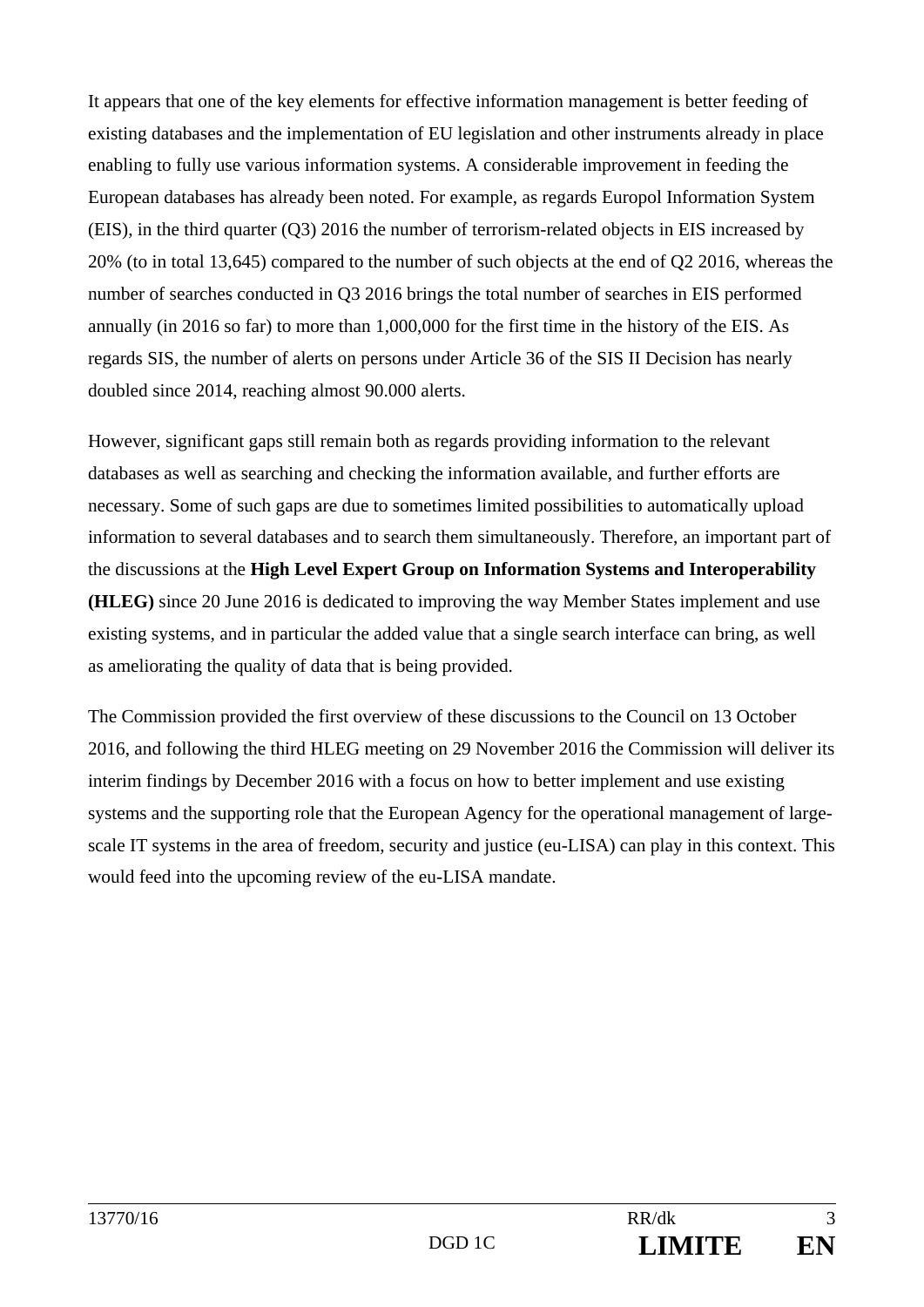It appears that one of the key elements for effective information management is better feeding of existing databases and the implementation of EU legislation and other instruments already in place enabling to fully use various information systems. A considerable improvement in feeding the European databases has already been noted. For example, as regards Europol Information System (EIS), in the third quarter (Q3) 2016 the number of terrorism-related objects in EIS increased by 20% (to in total 13,645) compared to the number of such objects at the end of Q2 2016, whereas the number of searches conducted in Q3 2016 brings the total number of searches in EIS performed annually (in 2016 so far) to more than 1,000,000 for the first time in the history of the EIS. As regards SIS, the number of alerts on persons under Article 36 of the SIS II Decision has nearly doubled since 2014, reaching almost 90.000 alerts.

However, significant gaps still remain both as regards providing information to the relevant databases as well as searching and checking the information available, and further efforts are necessary. Some of such gaps are due to sometimes limited possibilities to automatically upload information to several databases and to search them simultaneously. Therefore, an important part of the discussions at the **High Level Expert Group on Information Systems and Interoperability (HLEG)** since 20 June 2016 is dedicated to improving the way Member States implement and use existing systems, and in particular the added value that a single search interface can bring, as well as ameliorating the quality of data that is being provided.

The Commission provided the first overview of these discussions to the Council on 13 October 2016, and following the third HLEG meeting on 29 November 2016 the Commission will deliver its interim findings by December 2016 with a focus on how to better implement and use existing systems and the supporting role that the European Agency for the operational management of large-scale IT systems in the area of freedom, security and justice (eu-LISA) can play in this context. This would feed into the upcoming review of the eu-LISA mandate.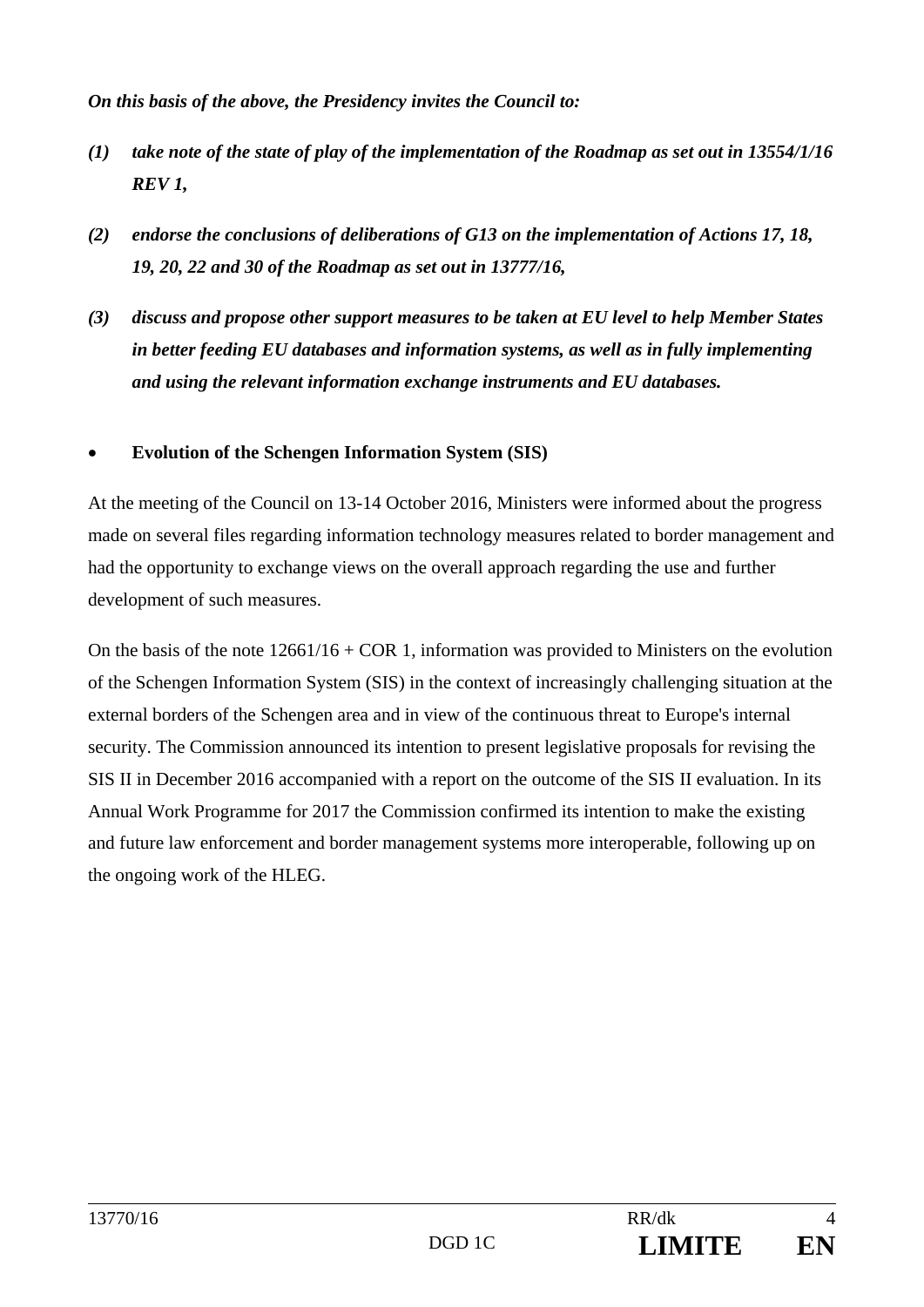***On this basis of the above, the Presidency invites the Council to:***

*(1)* ***take note of the state of play of the implementation of the Roadmap as set out in 13554/1/16 REV 1,***

*(2)* ***endorse the conclusions of deliberations of G13 on the implementation of Actions 17, 18, 19, 20, 22 and 30 of the Roadmap as set out in 13777/16,***

*(3)* ***discuss and propose other support measures to be taken at EU level to help Member States in better feeding EU databases and information systems, as well as in fully implementing and using the relevant information exchange instruments and EU databases.***

- **Evolution of the Schengen Information System (SIS)**

At the meeting of the Council on 13-14 October 2016, Ministers were informed about the progress made on several files regarding information technology measures related to border management and had the opportunity to exchange views on the overall approach regarding the use and further development of such measures.

On the basis of the note 12661/16 + COR 1, information was provided to Ministers on the evolution of the Schengen Information System (SIS) in the context of increasingly challenging situation at the external borders of the Schengen area and in view of the continuous threat to Europe's internal security. The Commission announced its intention to present legislative proposals for revising the SIS II in December 2016 accompanied with a report on the outcome of the SIS II evaluation. In its Annual Work Programme for 2017 the Commission confirmed its intention to make the existing and future law enforcement and border management systems more interoperable, following up on the ongoing work of the HLEG.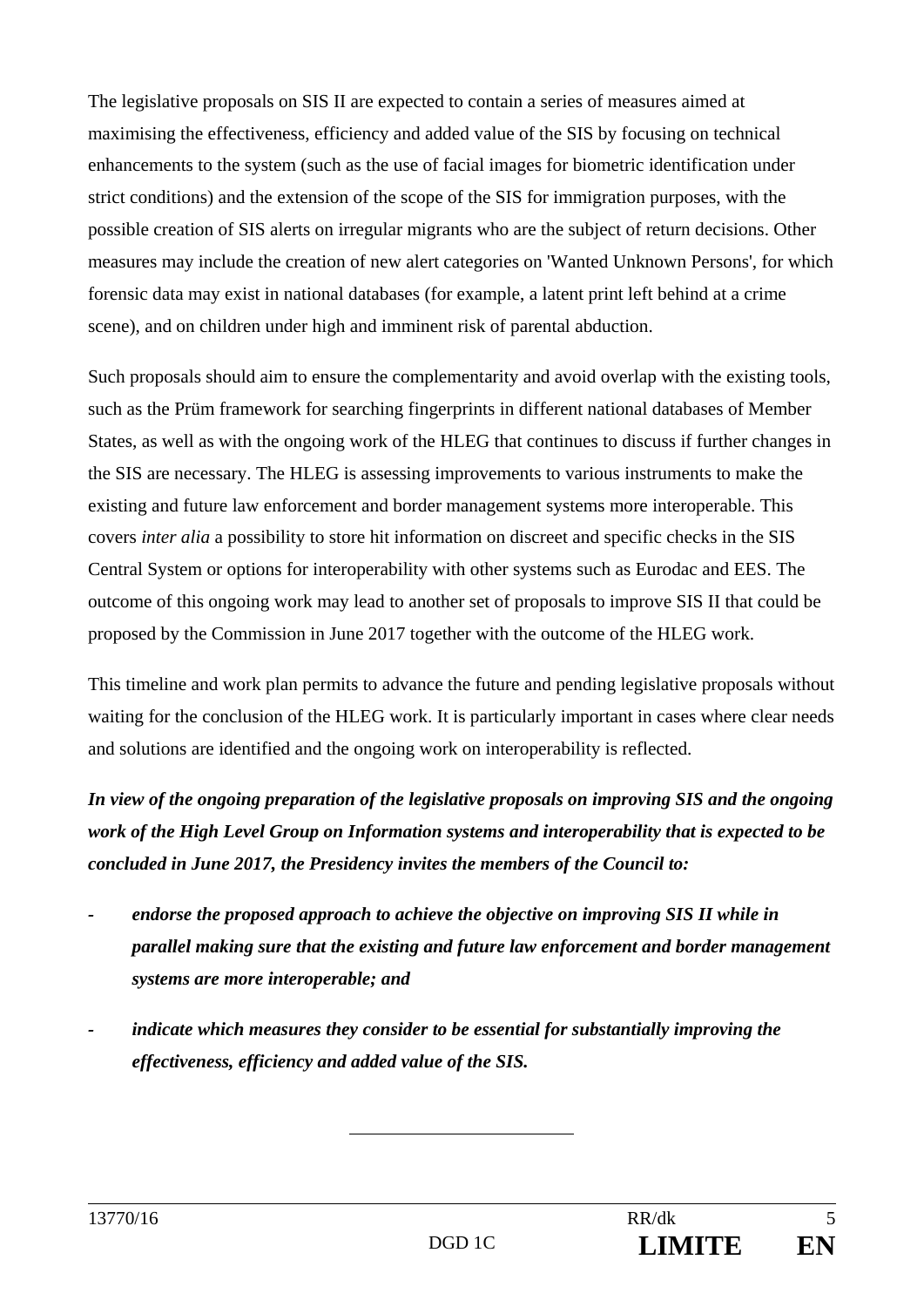The legislative proposals on SIS II are expected to contain a series of measures aimed at maximising the effectiveness, efficiency and added value of the SIS by focusing on technical enhancements to the system (such as the use of facial images for biometric identification under strict conditions) and the extension of the scope of the SIS for immigration purposes, with the possible creation of SIS alerts on irregular migrants who are the subject of return decisions. Other measures may include the creation of new alert categories on 'Wanted Unknown Persons', for which forensic data may exist in national databases (for example, a latent print left behind at a crime scene), and on children under high and imminent risk of parental abduction.

Such proposals should aim to ensure the complementarity and avoid overlap with the existing tools, such as the Prüm framework for searching fingerprints in different national databases of Member States, as well as with the ongoing work of the HLEG that continues to discuss if further changes in the SIS are necessary. The HLEG is assessing improvements to various instruments to make the existing and future law enforcement and border management systems more interoperable. This covers *inter alia* a possibility to store hit information on discreet and specific checks in the SIS Central System or options for interoperability with other systems such as Eurodac and EES. The outcome of this ongoing work may lead to another set of proposals to improve SIS II that could be proposed by the Commission in June 2017 together with the outcome of the HLEG work.

This timeline and work plan permits to advance the future and pending legislative proposals without waiting for the conclusion of the HLEG work. It is particularly important in cases where clear needs and solutions are identified and the ongoing work on interoperability is reflected.

***In view of the ongoing preparation of the legislative proposals on improving SIS and the ongoing work of the High Level Group on Information systems and interoperability that is expected to be concluded in June 2017, the Presidency invites the members of the Council to:***

- ***endorse the proposed approach to achieve the objective on improving SIS II while in parallel making sure that the existing and future law enforcement and border management systems are more interoperable; and***
- ***indicate which measures they consider to be essential for substantially improving the effectiveness, efficiency and added value of the SIS.***